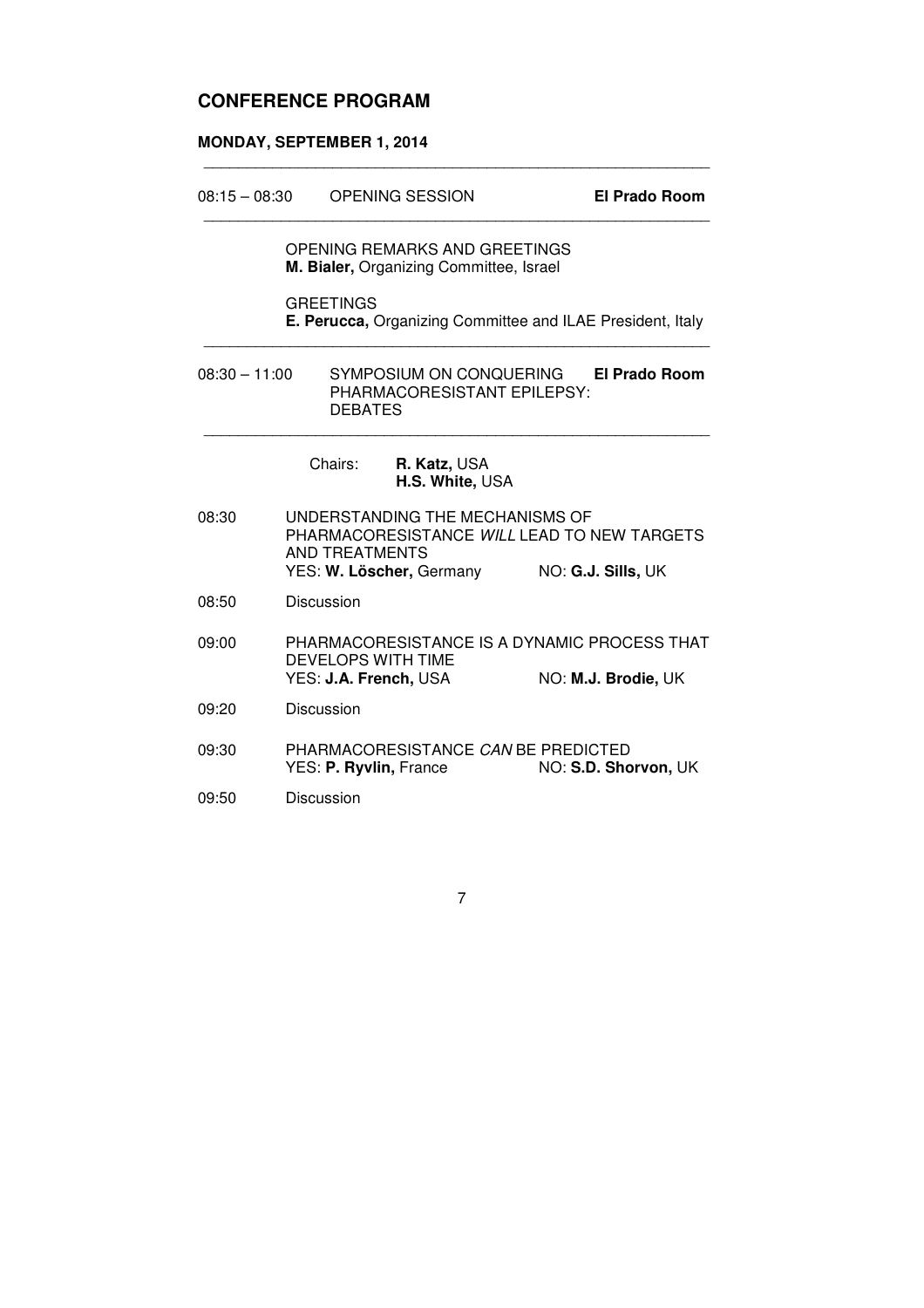# CONFERENCE PROGRAM

## MONDAY, SEPTEMBER 1, 2014

---

08:15 – 08:30 OPENING SESSION **El Prado Room**

---

OPENING REMARKS AND GREETINGS
**M. Bialer,** Organizing Committee, Israel

GREETINGS
**E. Perucca,** Organizing Committee and ILAE President, Italy

---

08:30 – 11:00 SYMPOSIUM ON CONQUERING PHARMACORESISTANT EPILEPSY: DEBATES **El Prado Room**

---

Chairs: **R. Katz,** USA
**H.S. White,** USA

08:30 UNDERSTANDING THE MECHANISMS OF PHARMACORESISTANCE *WILL* LEAD TO NEW TARGETS AND TREATMENTS
YES: **W. Löscher,** Germany NO: **G.J. Sills,** UK

08:50 Discussion

09:00 PHARMACORESISTANCE IS A DYNAMIC PROCESS THAT DEVELOPS WITH TIME
YES: **J.A. French,** USA NO: **M.J. Brodie,** UK

09:20 Discussion

09:30 PHARMACORESISTANCE *CAN* BE PREDICTED
YES: **P. Ryvlin,** France NO: **S.D. Shorvon,** UK

09:50 Discussion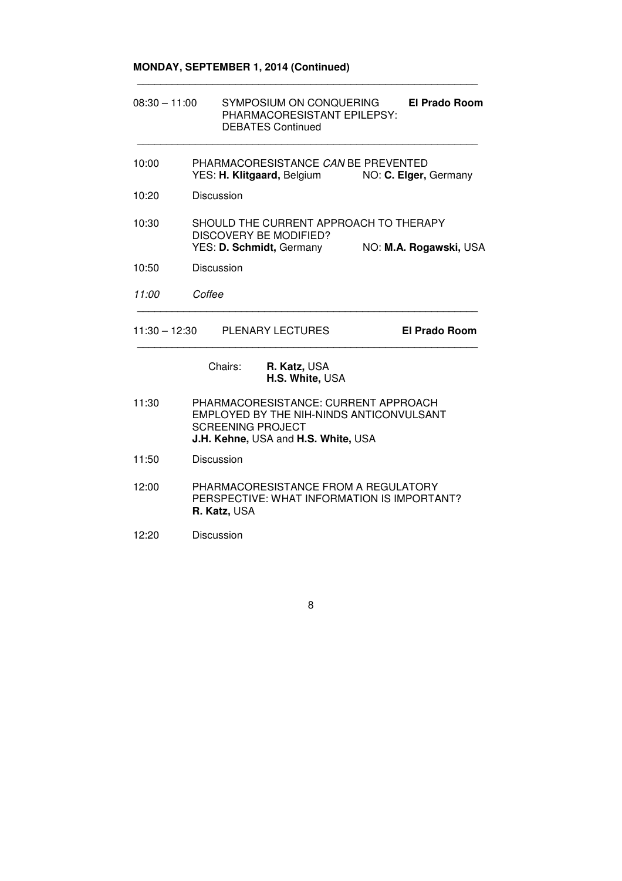**MONDAY, SEPTEMBER 1, 2014 (Continued)**

---

08:30 – 11:00 SYMPOSIUM ON CONQUERING PHARMACORESISTANT EPILEPSY: DEBATES Continued — **El Prado Room**

---

10:00 PHARMACORESISTANCE *CAN* BE PREVENTED
YES: **H. Klitgaard,** Belgium NO: **C. Elger,** Germany

10:20 Discussion

10:30 SHOULD THE CURRENT APPROACH TO THERAPY DISCOVERY BE MODIFIED?
YES: **D. Schmidt,** Germany NO: **M.A. Rogawski,** USA

10:50 Discussion

*11:00* *Coffee*

---

11:30 – 12:30 PLENARY LECTURES — **El Prado Room**

---

Chairs: **R. Katz,** USA
**H.S. White,** USA

11:30 PHARMACORESISTANCE: CURRENT APPROACH EMPLOYED BY THE NIH-NINDS ANTICONVULSANT SCREENING PROJECT
**J.H. Kehne,** USA and **H.S. White,** USA

11:50 Discussion

12:00 PHARMACORESISTANCE FROM A REGULATORY PERSPECTIVE: WHAT INFORMATION IS IMPORTANT?
**R. Katz,** USA

12:20 Discussion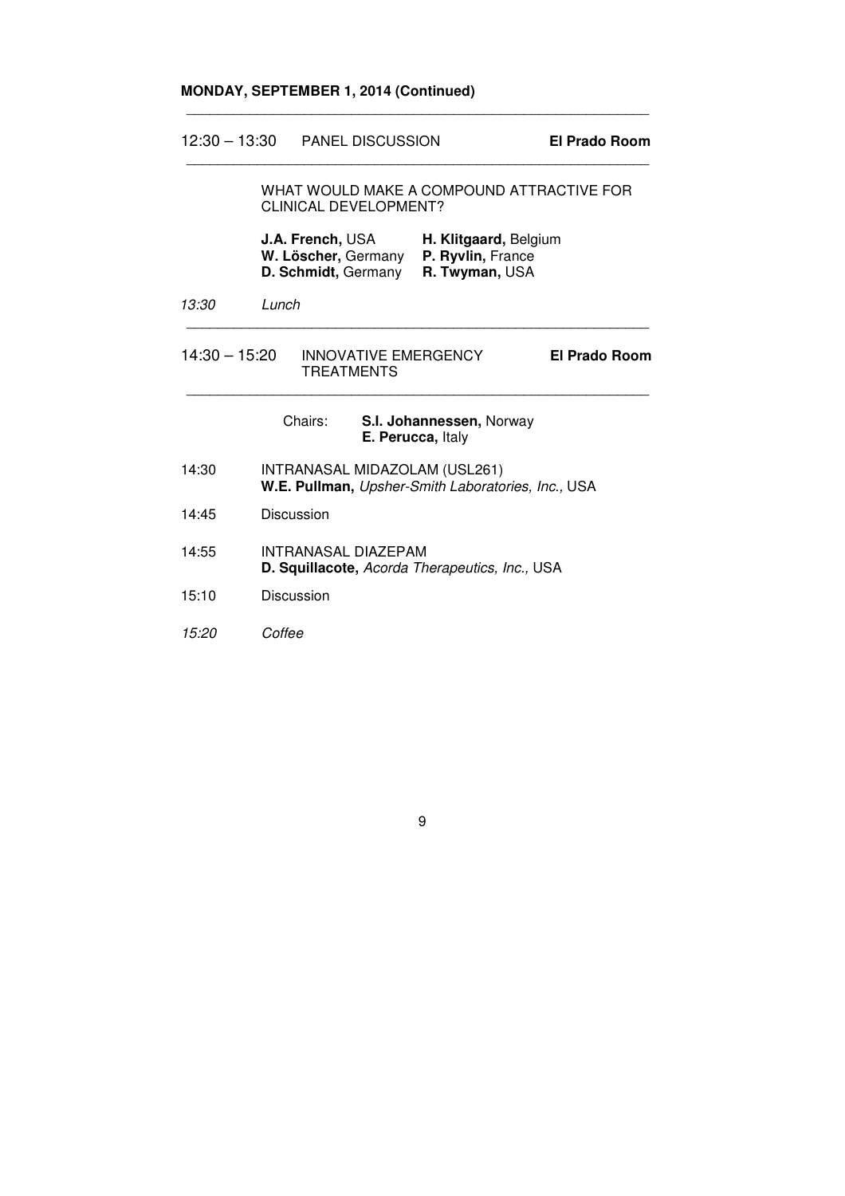**MONDAY, SEPTEMBER 1, 2014 (Continued)**

---

12:30 – 13:30 PANEL DISCUSSION **El Prado Room**

---

WHAT WOULD MAKE A COMPOUND ATTRACTIVE FOR CLINICAL DEVELOPMENT?

**J.A. French,** USA **H. Klitgaard,** Belgium
**W. Löscher,** Germany **P. Ryvlin,** France
**D. Schmidt,** Germany **R. Twyman,** USA

*13:30 Lunch*

---

14:30 – 15:20 INNOVATIVE EMERGENCY TREATMENTS **El Prado Room**

---

Chairs: **S.I. Johannessen,** Norway
**E. Perucca,** Italy

14:30 INTRANASAL MIDAZOLAM (USL261)
**W.E. Pullman,** *Upsher-Smith Laboratories, Inc.,* USA

14:45 Discussion

14:55 INTRANASAL DIAZEPAM
**D. Squillacote,** *Acorda Therapeutics, Inc.,* USA

15:10 Discussion

*15:20 Coffee*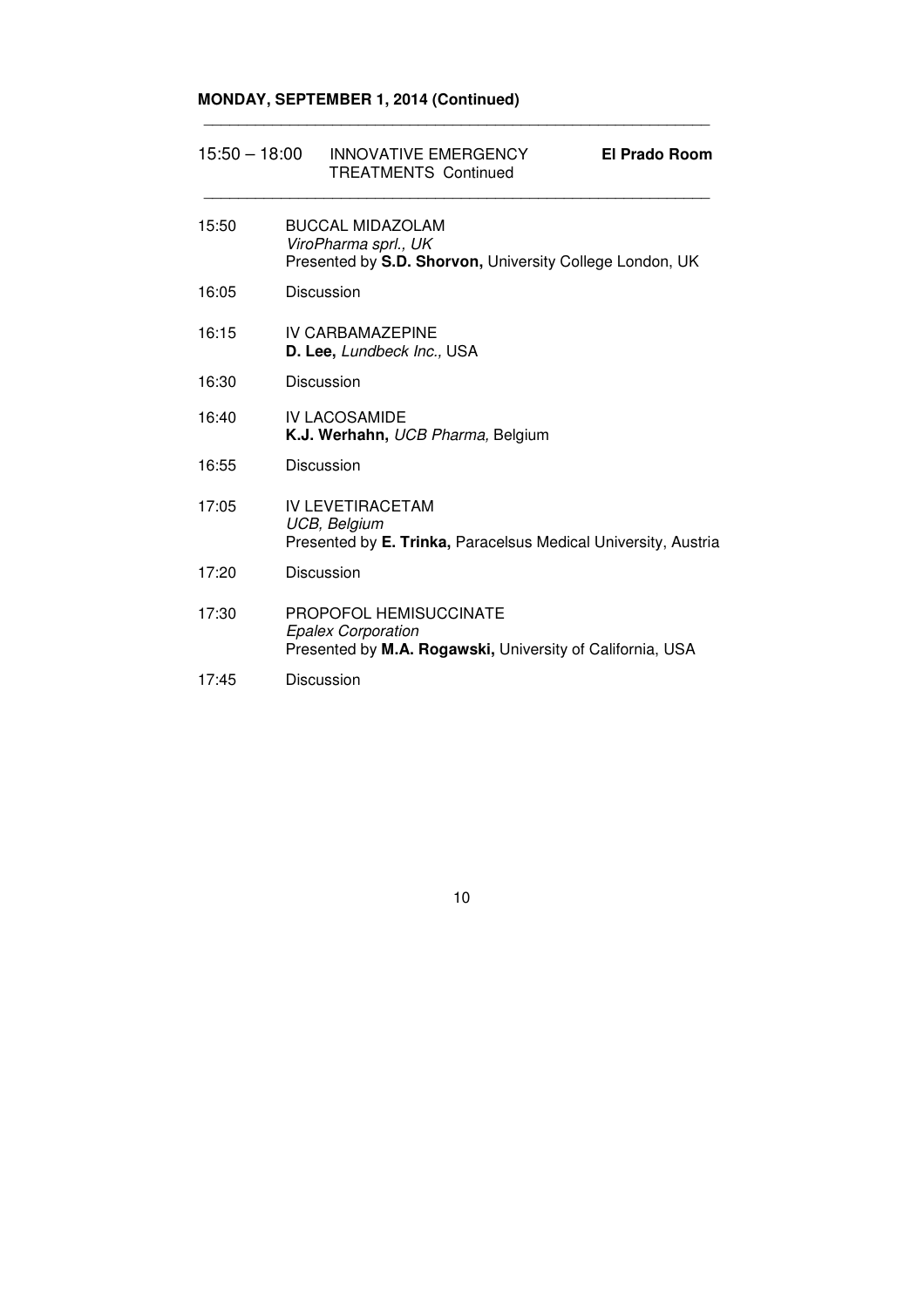## MONDAY, SEPTEMBER 1, 2014 (Continued)

---

15:50 – 18:00 INNOVATIVE EMERGENCY TREATMENTS Continued **El Prado Room**

---

15:50 BUCCAL MIDAZOLAM
*ViroPharma sprl., UK*
Presented by **S.D. Shorvon,** University College London, UK

16:05 Discussion

16:15 IV CARBAMAZEPINE
**D. Lee,** *Lundbeck Inc.,* USA

16:30 Discussion

16:40 IV LACOSAMIDE
**K.J. Werhahn,** *UCB Pharma,* Belgium

16:55 Discussion

17:05 IV LEVETIRACETAM
*UCB, Belgium*
Presented by **E. Trinka,** Paracelsus Medical University, Austria

17:20 Discussion

17:30 PROPOFOL HEMISUCCINATE
*Epalex Corporation*
Presented by **M.A. Rogawski,** University of California, USA

17:45 Discussion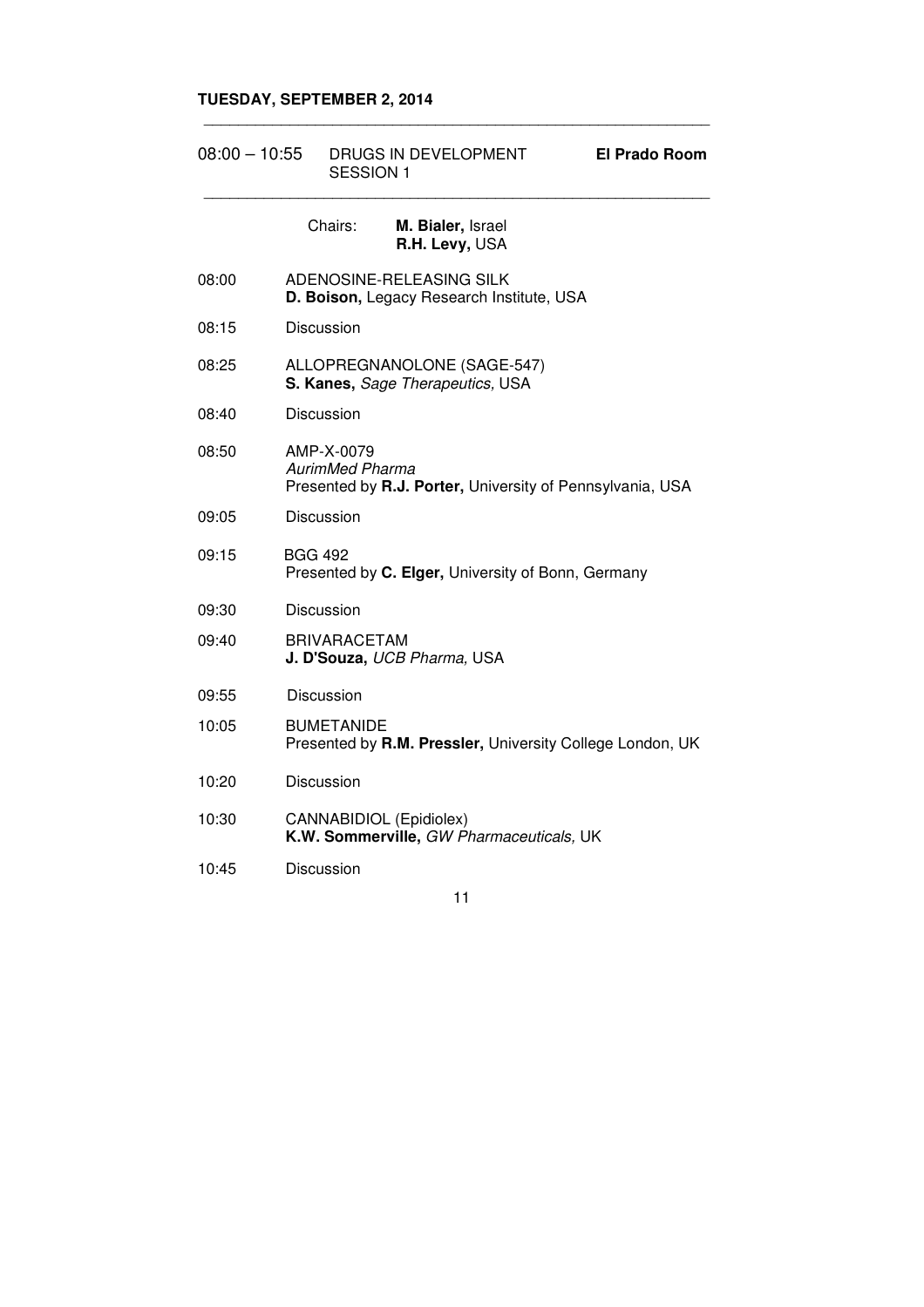## TUESDAY, SEPTEMBER 2, 2014

---

**08:00 – 10:55** DRUGS IN DEVELOPMENT SESSION 1 — **El Prado Room**

---

Chairs: **M. Bialer,** Israel
**R.H. Levy,** USA

| | |
|---|---|
| 08:00 | ADENOSINE-RELEASING SILK<br>**D. Boison,** Legacy Research Institute, USA |
| 08:15 | Discussion |
| 08:25 | ALLOPREGNANOLONE (SAGE-547)<br>**S. Kanes,** *Sage Therapeutics,* USA |
| 08:40 | Discussion |
| 08:50 | AMP-X-0079<br>*AurimMed Pharma*<br>Presented by **R.J. Porter,** University of Pennsylvania, USA |
| 09:05 | Discussion |
| 09:15 | BGG 492<br>Presented by **C. Elger,** University of Bonn, Germany |
| 09:30 | Discussion |
| 09:40 | BRIVARACETAM<br>**J. D'Souza,** *UCB Pharma,* USA |
| 09:55 | Discussion |
| 10:05 | BUMETANIDE<br>Presented by **R.M. Pressler,** University College London, UK |
| 10:20 | Discussion |
| 10:30 | CANNABIDIOL (Epidiolex)<br>**K.W. Sommerville,** *GW Pharmaceuticals,* UK |
| 10:45 | Discussion |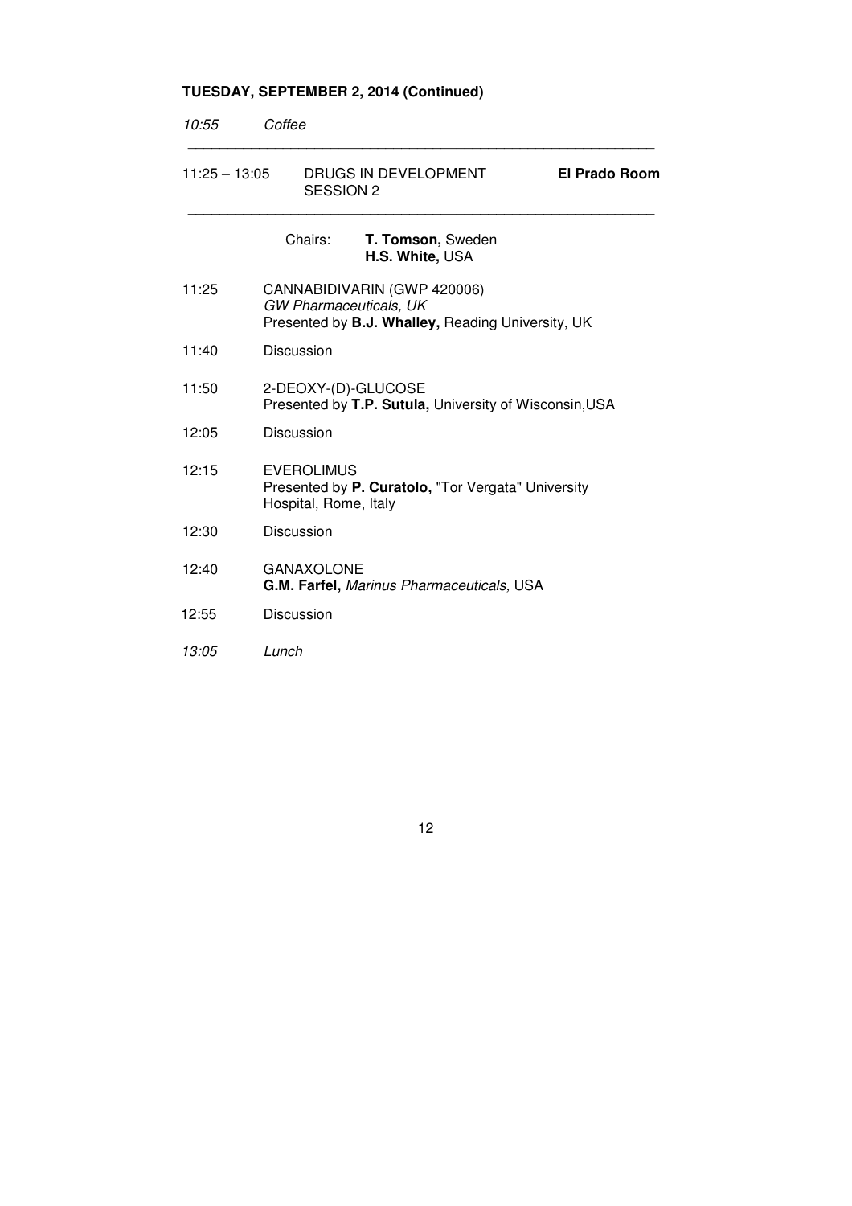## TUESDAY, SEPTEMBER 2, 2014 (Continued)

*10:55 Coffee*

---

11:25 – 13:05 DRUGS IN DEVELOPMENT SESSION 2 **El Prado Room**

---

Chairs: **T. Tomson,** Sweden
**H.S. White,** USA

11:25 CANNABIDIVARIN (GWP 420006)
*GW Pharmaceuticals, UK*
Presented by **B.J. Whalley,** Reading University, UK

11:40 Discussion

11:50 2-DEOXY-(D)-GLUCOSE
Presented by **T.P. Sutula,** University of Wisconsin,USA

12:05 Discussion

12:15 EVEROLIMUS
Presented by **P. Curatolo,** "Tor Vergata" University Hospital, Rome, Italy

12:30 Discussion

12:40 GANAXOLONE
**G.M. Farfel,** *Marinus Pharmaceuticals,* USA

12:55 Discussion

*13:05 Lunch*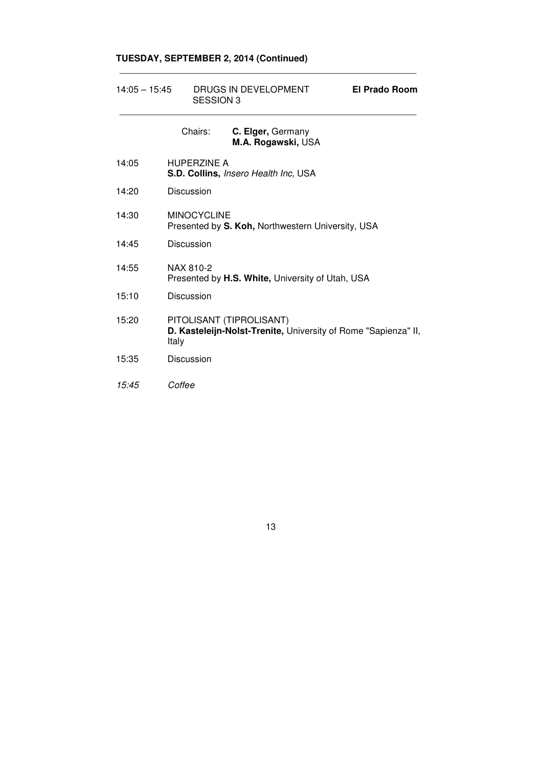**TUESDAY, SEPTEMBER 2, 2014 (Continued)**

14:05 – 15:45 DRUGS IN DEVELOPMENT SESSION 3 **El Prado Room**

Chairs: **C. Elger,** Germany
**M.A. Rogawski,** USA

14:05 HUPERZINE A
**S.D. Collins,** *Insero Health Inc,* USA

14:20 Discussion

14:30 MINOCYCLINE
Presented by **S. Koh,** Northwestern University, USA

14:45 Discussion

14:55 NAX 810-2
Presented by **H.S. White,** University of Utah, USA

15:10 Discussion

15:20 PITOLISANT (TIPROLISANT)
**D. Kasteleijn-Nolst-Trenite,** University of Rome "Sapienza" II, Italy

15:35 Discussion

*15:45 Coffee*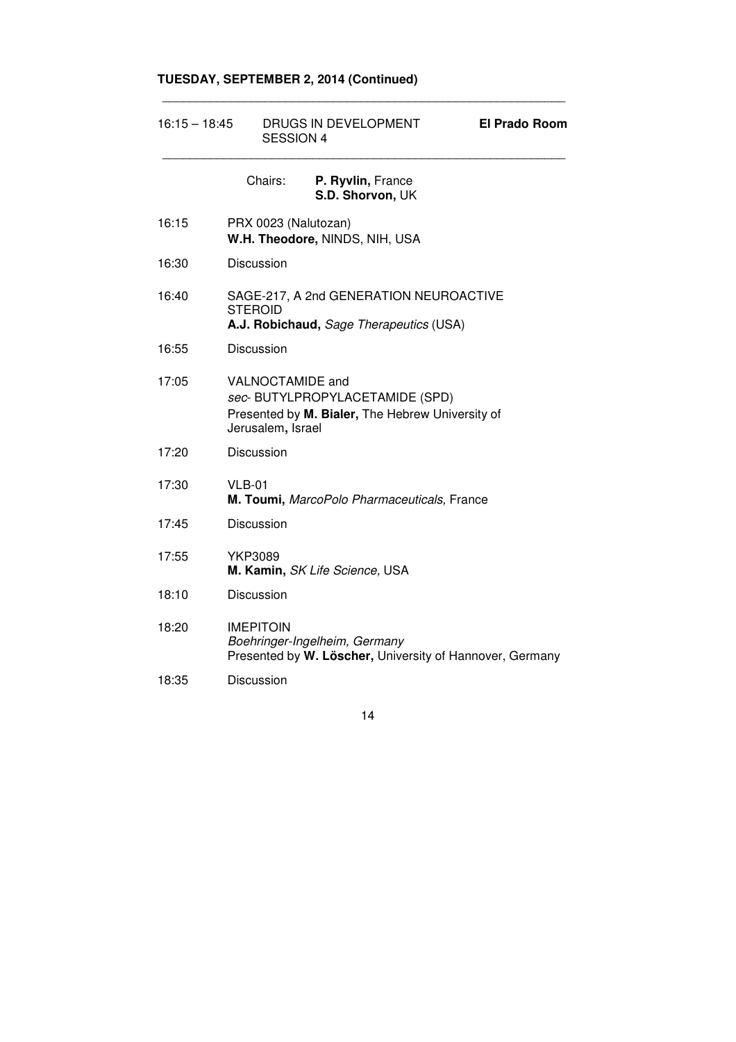## TUESDAY, SEPTEMBER 2, 2014 (Continued)

---

**16:15 – 18:45** DRUGS IN DEVELOPMENT SESSION 4 **El Prado Room**

---

Chairs: **P. Ryvlin,** France
**S.D. Shorvon,** UK

16:15 PRX 0023 (Nalutozan)
**W.H. Theodore,** NINDS, NIH, USA

16:30 Discussion

16:40 SAGE-217, A 2nd GENERATION NEUROACTIVE STEROID
**A.J. Robichaud,** *Sage Therapeutics* (USA)

16:55 Discussion

17:05 VALNOCTAMIDE and
*sec*- BUTYLPROPYLACETAMIDE (SPD)
Presented by **M. Bialer,** The Hebrew University of Jerusalem**,** Israel

17:20 Discussion

17:30 VLB-01
**M. Toumi,** *MarcoPolo Pharmaceuticals,* France

17:45 Discussion

17:55 YKP3089
**M. Kamin,** *SK Life Science,* USA

18:10 Discussion

18:20 IMEPITOIN
*Boehringer-Ingelheim, Germany*
Presented by **W. Löscher,** University of Hannover, Germany

18:35 Discussion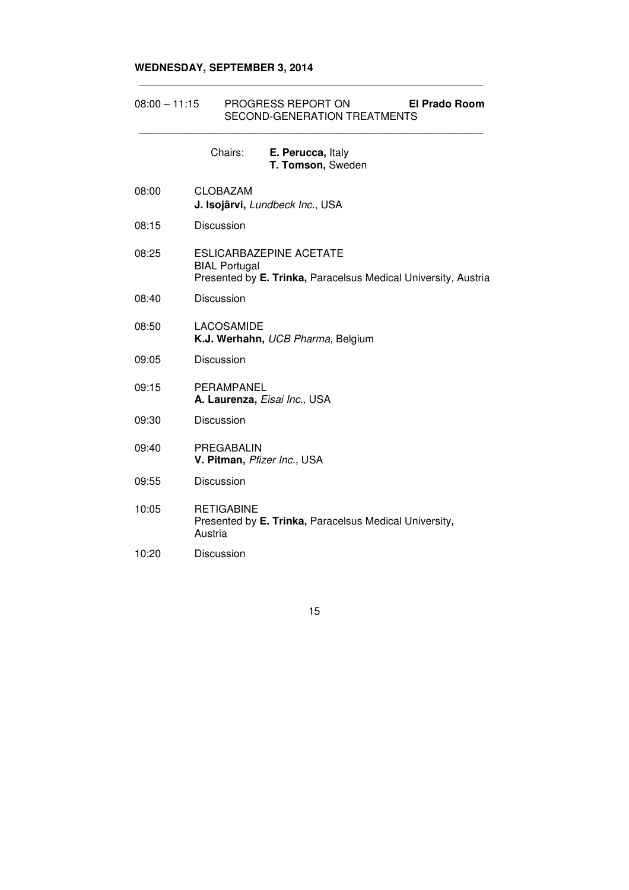**WEDNESDAY, SEPTEMBER 3, 2014**

08:00 – 11:15 PROGRESS REPORT ON SECOND-GENERATION TREATMENTS **El Prado Room**

Chairs: **E. Perucca,** Italy
**T. Tomson,** Sweden

08:00 CLOBAZAM
**J. Isojärvi,** *Lundbeck Inc.,* USA

08:15 Discussion

08:25 ESLICARBAZEPINE ACETATE
BIAL Portugal
Presented by **E. Trinka,** Paracelsus Medical University, Austria

08:40 Discussion

08:50 LACOSAMIDE
**K.J. Werhahn,** *UCB Pharma,* Belgium

09:05 Discussion

09:15 PERAMPANEL
**A. Laurenza,** *Eisai Inc.,* USA

09:30 Discussion

09:40 PREGABALIN
**V. Pitman,** *Pfizer Inc.,* USA

09:55 Discussion

10:05 RETIGABINE
Presented by **E. Trinka,** Paracelsus Medical University**,** Austria

10:20 Discussion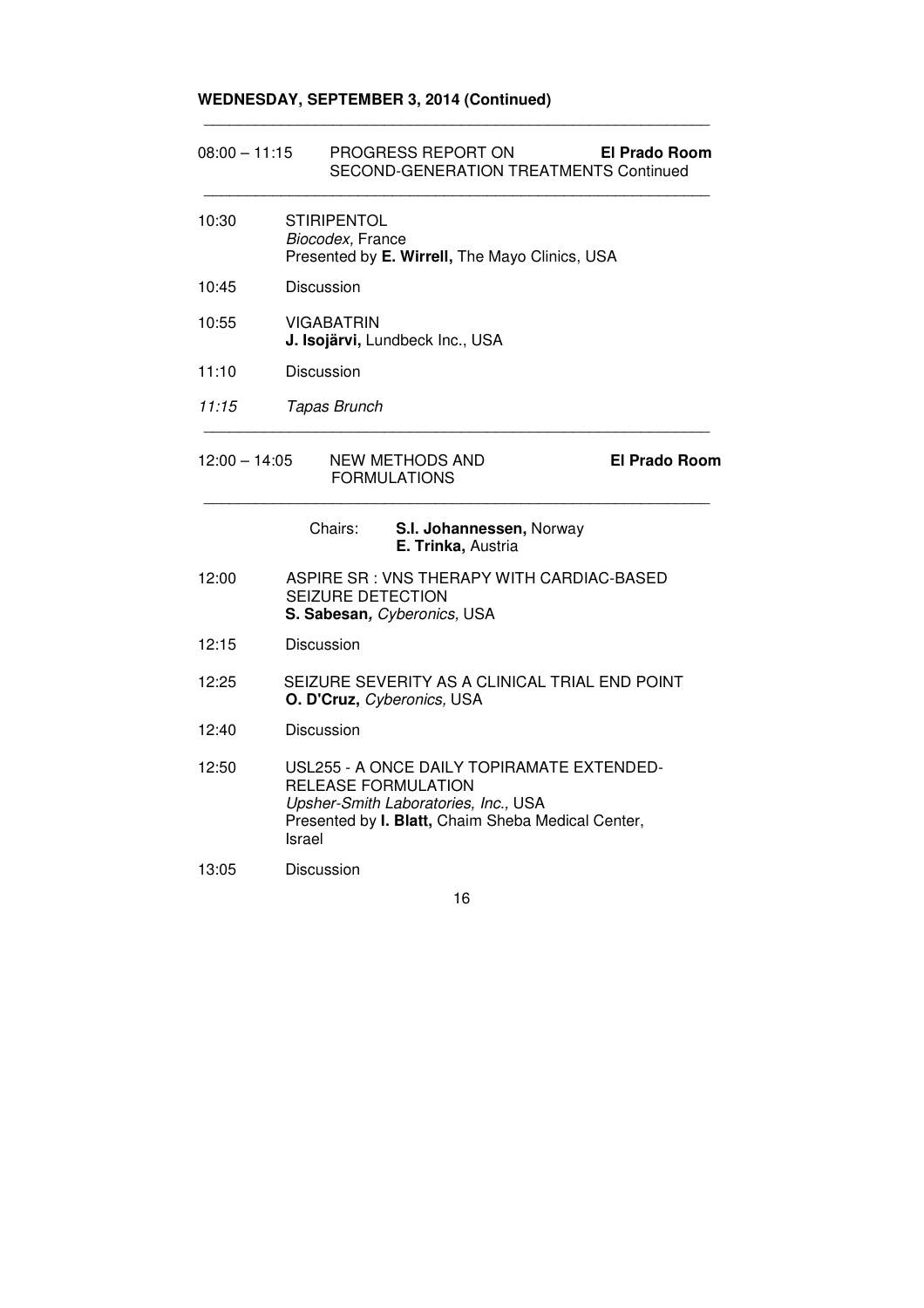**WEDNESDAY, SEPTEMBER 3, 2014 (Continued)**

---

08:00 – 11:15 PROGRESS REPORT ON SECOND-GENERATION TREATMENTS Continued **El Prado Room**

---

10:30 STIRIPENTOL
*Biocodex,* France
Presented by **E. Wirrell,** The Mayo Clinics, USA

10:45 Discussion

10:55 VIGABATRIN
**J. Isojärvi,** Lundbeck Inc., USA

11:10 Discussion

*11:15 Tapas Brunch*

---

12:00 – 14:05 NEW METHODS AND FORMULATIONS **El Prado Room**

---

Chairs: **S.I. Johannessen,** Norway
**E. Trinka,** Austria

12:00 ASPIRE SR : VNS THERAPY WITH CARDIAC-BASED SEIZURE DETECTION
**S. Sabesan***, Cyberonics,* USA

12:15 Discussion

12:25 SEIZURE SEVERITY AS A CLINICAL TRIAL END POINT
**O. D'Cruz,** *Cyberonics,* USA

12:40 Discussion

12:50 USL255 - A ONCE DAILY TOPIRAMATE EXTENDED-RELEASE FORMULATION
*Upsher-Smith Laboratories, Inc.,* USA
Presented by **I. Blatt,** Chaim Sheba Medical Center, Israel

13:05 Discussion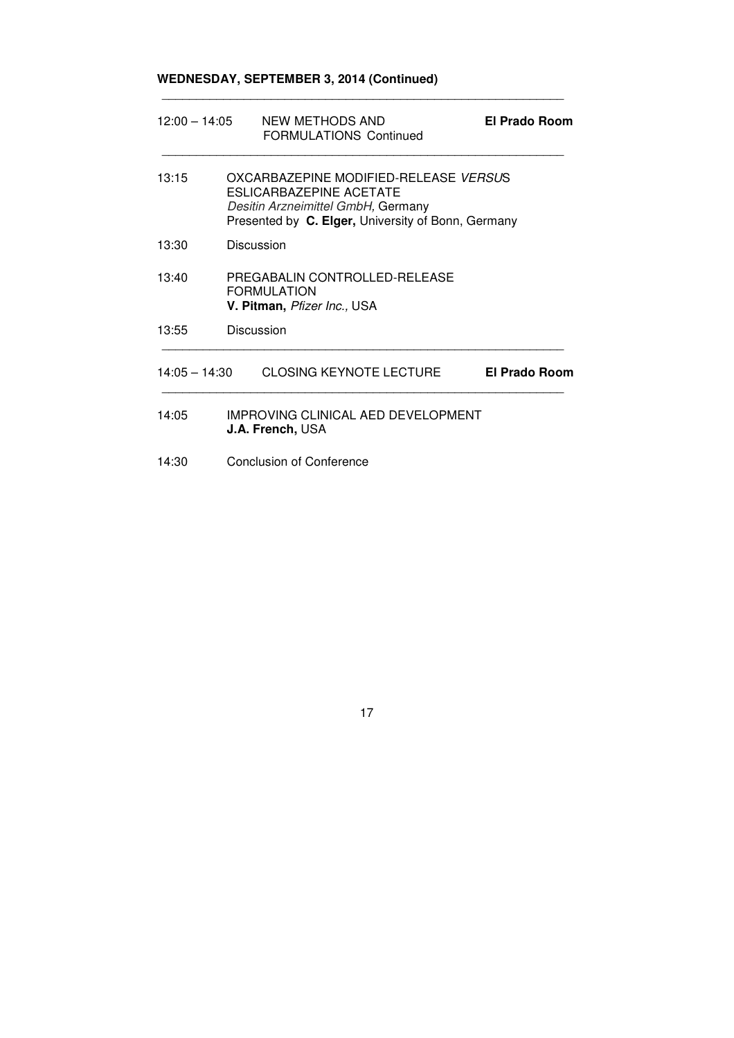**WEDNESDAY, SEPTEMBER 3, 2014 (Continued)**

---

12:00 – 14:05 NEW METHODS AND FORMULATIONS Continued **El Prado Room**

---

13:15 OXCARBAZEPINE MODIFIED-RELEASE *VERSUS* ESLICARBAZEPINE ACETATE
*Desitin Arzneimittel GmbH,* Germany
Presented by **C. Elger,** University of Bonn, Germany

13:30 Discussion

13:40 PREGABALIN CONTROLLED-RELEASE FORMULATION
**V. Pitman,** *Pfizer Inc.,* USA

13:55 Discussion

---

14:05 – 14:30 CLOSING KEYNOTE LECTURE **El Prado Room**

---

14:05 IMPROVING CLINICAL AED DEVELOPMENT
**J.A. French,** USA

14:30 Conclusion of Conference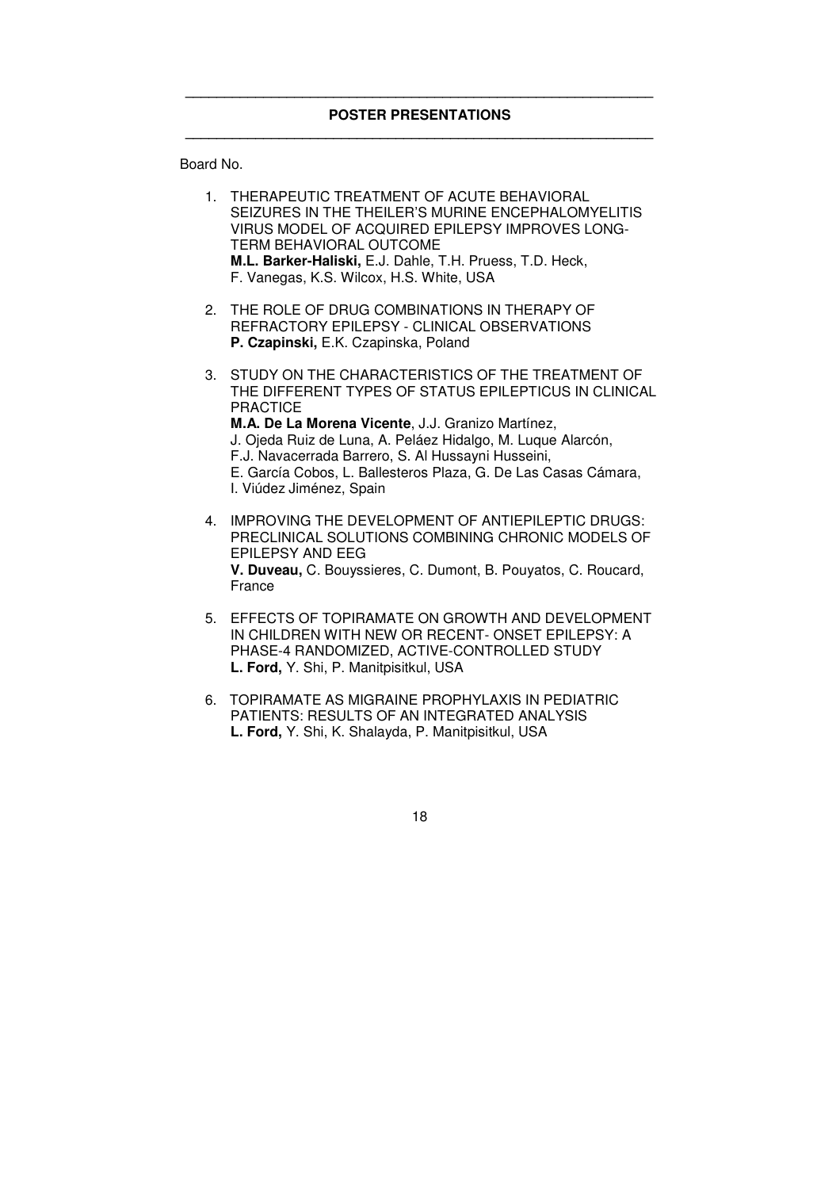## POSTER PRESENTATIONS

Board No.

1. THERAPEUTIC TREATMENT OF ACUTE BEHAVIORAL SEIZURES IN THE THEILER'S MURINE ENCEPHALOMYELITIS VIRUS MODEL OF ACQUIRED EPILEPSY IMPROVES LONG-TERM BEHAVIORAL OUTCOME
   **M.L. Barker-Haliski,** E.J. Dahle, T.H. Pruess, T.D. Heck, F. Vanegas, K.S. Wilcox, H.S. White, USA

2. THE ROLE OF DRUG COMBINATIONS IN THERAPY OF REFRACTORY EPILEPSY - CLINICAL OBSERVATIONS
   **P. Czapinski,** E.K. Czapinska, Poland

3. STUDY ON THE CHARACTERISTICS OF THE TREATMENT OF THE DIFFERENT TYPES OF STATUS EPILEPTICUS IN CLINICAL PRACTICE
   **M.A. De La Morena Vicente**, J.J. Granizo Martínez, J. Ojeda Ruiz de Luna, A. Peláez Hidalgo, M. Luque Alarcón, F.J. Navacerrada Barrero, S. Al Hussayni Husseini, E. García Cobos, L. Ballesteros Plaza, G. De Las Casas Cámara, I. Viúdez Jiménez, Spain

4. IMPROVING THE DEVELOPMENT OF ANTIEPILEPTIC DRUGS: PRECLINICAL SOLUTIONS COMBINING CHRONIC MODELS OF EPILEPSY AND EEG
   **V. Duveau,** C. Bouyssieres, C. Dumont, B. Pouyatos, C. Roucard, France

5. EFFECTS OF TOPIRAMATE ON GROWTH AND DEVELOPMENT IN CHILDREN WITH NEW OR RECENT- ONSET EPILEPSY: A PHASE-4 RANDOMIZED, ACTIVE-CONTROLLED STUDY
   **L. Ford,** Y. Shi, P. Manitpisitkul, USA

6. TOPIRAMATE AS MIGRAINE PROPHYLAXIS IN PEDIATRIC PATIENTS: RESULTS OF AN INTEGRATED ANALYSIS
   **L. Ford,** Y. Shi, K. Shalayda, P. Manitpisitkul, USA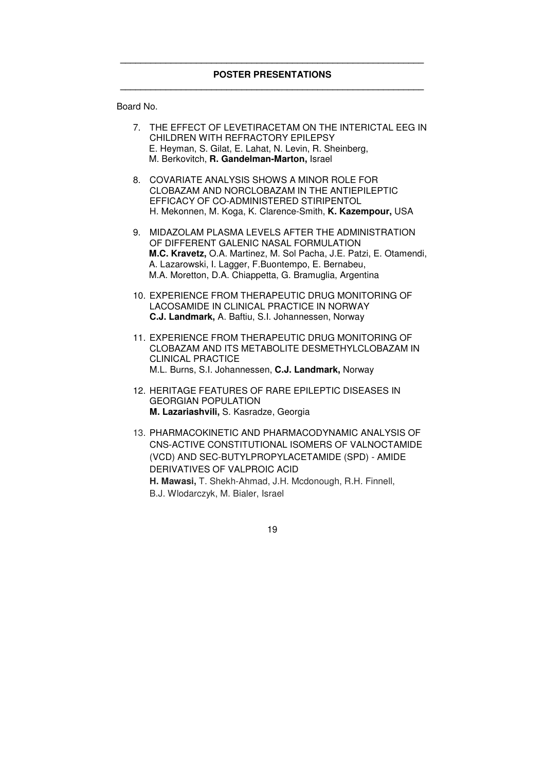## POSTER PRESENTATIONS

Board No.

7. THE EFFECT OF LEVETIRACETAM ON THE INTERICTAL EEG IN CHILDREN WITH REFRACTORY EPILEPSY
   E. Heyman, S. Gilat, E. Lahat, N. Levin, R. Sheinberg, M. Berkovitch, **R. Gandelman-Marton,** Israel

8. COVARIATE ANALYSIS SHOWS A MINOR ROLE FOR CLOBAZAM AND NORCLOBAZAM IN THE ANTIEPILEPTIC EFFICACY OF CO-ADMINISTERED STIRIPENTOL
   H. Mekonnen, M. Koga, K. Clarence-Smith, **K. Kazempour,** USA

9. MIDAZOLAM PLASMA LEVELS AFTER THE ADMINISTRATION OF DIFFERENT GALENIC NASAL FORMULATION
   **M.C. Kravetz,** O.A. Martinez, M. Sol Pacha, J.E. Patzi, E. Otamendi, A. Lazarowski, I. Lagger, F.Buontempo, E. Bernabeu, M.A. Moretton, D.A. Chiappetta, G. Bramuglia, Argentina

10. EXPERIENCE FROM THERAPEUTIC DRUG MONITORING OF LACOSAMIDE IN CLINICAL PRACTICE IN NORWAY
    **C.J. Landmark,** A. Baftiu, S.I. Johannessen, Norway

11. EXPERIENCE FROM THERAPEUTIC DRUG MONITORING OF CLOBAZAM AND ITS METABOLITE DESMETHYLCLOBAZAM IN CLINICAL PRACTICE
    M.L. Burns, S.I. Johannessen, **C.J. Landmark,** Norway

12. HERITAGE FEATURES OF RARE EPILEPTIC DISEASES IN GEORGIAN POPULATION
    **M. Lazariashvili,** S. Kasradze, Georgia

13. PHARMACOKINETIC AND PHARMACODYNAMIC ANALYSIS OF CNS-ACTIVE CONSTITUTIONAL ISOMERS OF VALNOCTAMIDE (VCD) AND SEC-BUTYLPROPYLACETAMIDE (SPD) - AMIDE DERIVATIVES OF VALPROIC ACID
    **H. Mawasi,** T. Shekh-Ahmad, J.H. Mcdonough, R.H. Finnell, B.J. Wlodarczyk, M. Bialer, Israel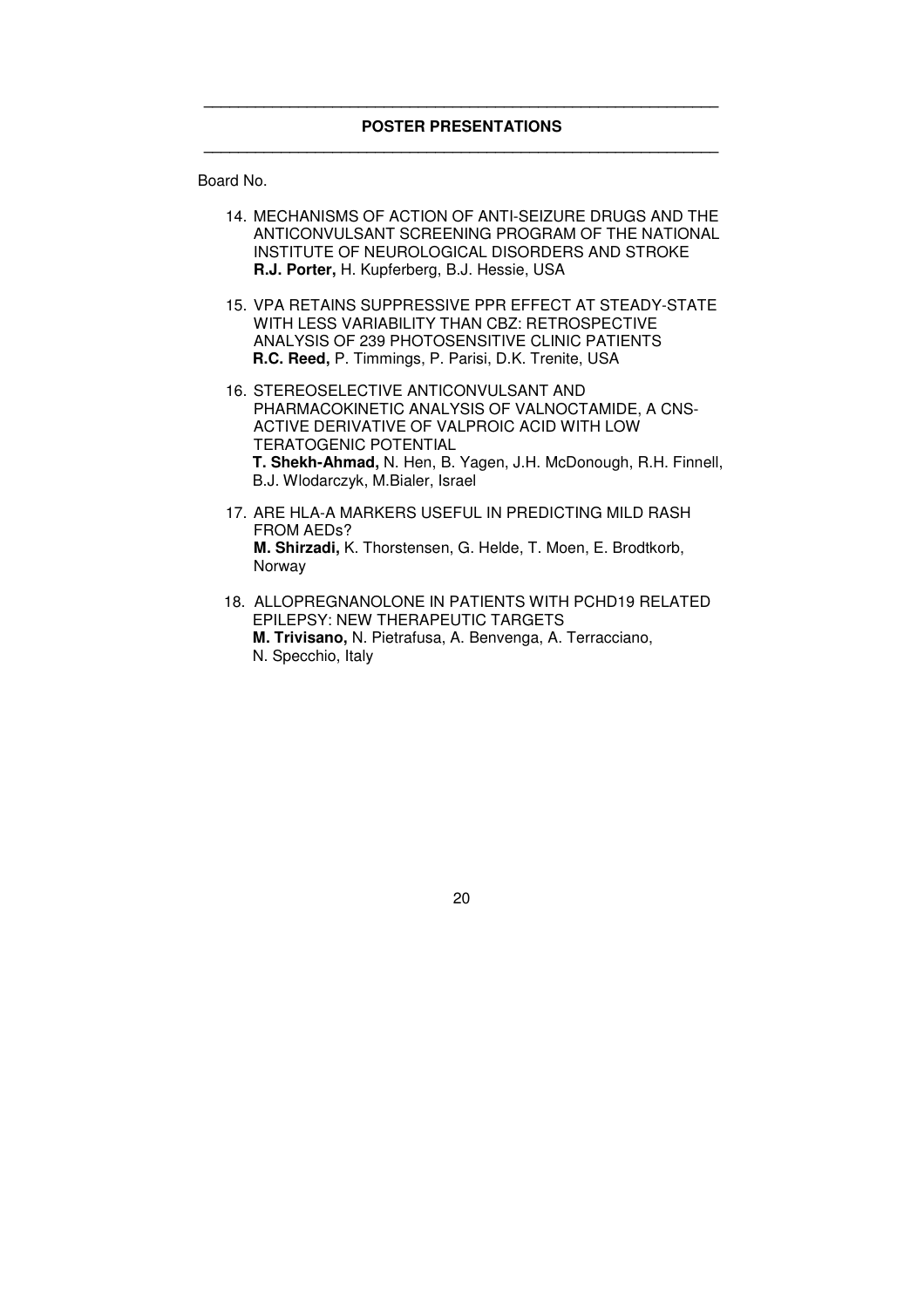## POSTER PRESENTATIONS

Board No.

14. MECHANISMS OF ACTION OF ANTI-SEIZURE DRUGS AND THE ANTICONVULSANT SCREENING PROGRAM OF THE NATIONAL INSTITUTE OF NEUROLOGICAL DISORDERS AND STROKE
    **R.J. Porter,** H. Kupferberg, B.J. Hessie, USA

15. VPA RETAINS SUPPRESSIVE PPR EFFECT AT STEADY-STATE WITH LESS VARIABILITY THAN CBZ: RETROSPECTIVE ANALYSIS OF 239 PHOTOSENSITIVE CLINIC PATIENTS
    **R.C. Reed,** P. Timmings, P. Parisi, D.K. Trenite, USA

16. STEREOSELECTIVE ANTICONVULSANT AND PHARMACOKINETIC ANALYSIS OF VALNOCTAMIDE, A CNS-ACTIVE DERIVATIVE OF VALPROIC ACID WITH LOW TERATOGENIC POTENTIAL
    **T. Shekh-Ahmad,** N. Hen, B. Yagen, J.H. McDonough, R.H. Finnell, B.J. Wlodarczyk, M.Bialer, Israel

17. ARE HLA-A MARKERS USEFUL IN PREDICTING MILD RASH FROM AEDs?
    **M. Shirzadi,** K. Thorstensen, G. Helde, T. Moen, E. Brodtkorb, Norway

18. ALLOPREGNANOLONE IN PATIENTS WITH PCHD19 RELATED EPILEPSY: NEW THERAPEUTIC TARGETS
    **M. Trivisano,** N. Pietrafusa, A. Benvenga, A. Terracciano, N. Specchio, Italy